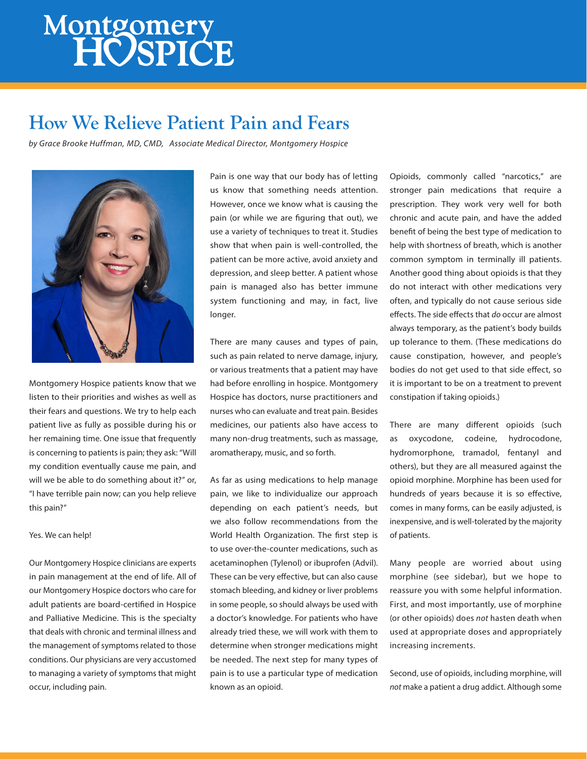# Montgomery HOSPICE

## How We Relieve Patient Pain and Fears

*by Grace Brooke Huffman, MD, CMD, Associate Medical Director, Montgomery Hospice*

Montgomery Hospice patients know that we listen to their priorities and wishes as well as their fears and questions. We try to help each patient live as fully as possible during his or her remaining time. One issue that frequently is concerning to patients is pain; they ask: "Will my condition eventually cause me pain, and will we be able to do something about it?" or, "I have terrible pain now; can you help relieve this pain?"

Yes. We can help!

Our Montgomery Hospice clinicians are experts in pain management at the end of life. All of our Montgomery Hospice doctors who care for adult patients are board-certified in Hospice and Palliative Medicine. This is the specialty that deals with chronic and terminal illness and the management of symptoms related to those conditions. Our physicians are very accustomed to managing a variety of symptoms that might occur, including pain.

Pain is one way that our body has of letting us know that something needs attention. However, once we know what is causing the pain (or while we are figuring that out), we use a variety of techniques to treat it. Studies show that when pain is well-controlled, the patient can be more active, avoid anxiety and depression, and sleep better. A patient whose pain is managed also has better immune system functioning and may, in fact, live longer.

There are many causes and types of pain, such as pain related to nerve damage, injury, or various treatments that a patient may have had before enrolling in hospice. Montgomery Hospice has doctors, nurse practitioners and nurses who can evaluate and treat pain. Besides medicines, our patients also have access to many non-drug treatments, such as massage, aromatherapy, music, and so forth.

As far as using medications to help manage pain, we like to individualize our approach depending on each patient's needs, but we also follow recommendations from the World Health Organization. The first step is to use over-the-counter medications, such as acetaminophen (Tylenol) or ibuprofen (Advil). These can be very effective, but can also cause stomach bleeding, and kidney or liver problems in some people, so should always be used with a doctor's knowledge. For patients who have already tried these, we will work with them to determine when stronger medications might be needed. The next step for many types of pain is to use a particular type of medication known as an opioid.

Opioids, commonly called "narcotics," are stronger pain medications that require a prescription. They work very well for both chronic and acute pain, and have the added benefit of being the best type of medication to help with shortness of breath, which is another common symptom in terminally ill patients. Another good thing about opioids is that they do not interact with other medications very often, and typically do not cause serious side effects. The side effects that *do* occur are almost always temporary, as the patient's body builds up tolerance to them. (These medications do cause constipation, however, and people's bodies do not get used to that side effect, so it is important to be on a treatment to prevent constipation if taking opioids.)

There are many different opioids (such as oxycodone, codeine, hydrocodone, hydromorphone, tramadol, fentanyl and others), but they are all measured against the opioid morphine. Morphine has been used for hundreds of years because it is so effective, comes in many forms, can be easily adjusted, is inexpensive, and is well-tolerated by the majority of patients.

Many people are worried about using morphine (see sidebar), but we hope to reassure you with some helpful information. First, and most importantly, use of morphine (or other opioids) does *not* hasten death when used at appropriate doses and appropriately increasing increments.

Second, use of opioids, including morphine, will *not* make a patient a drug addict. Although some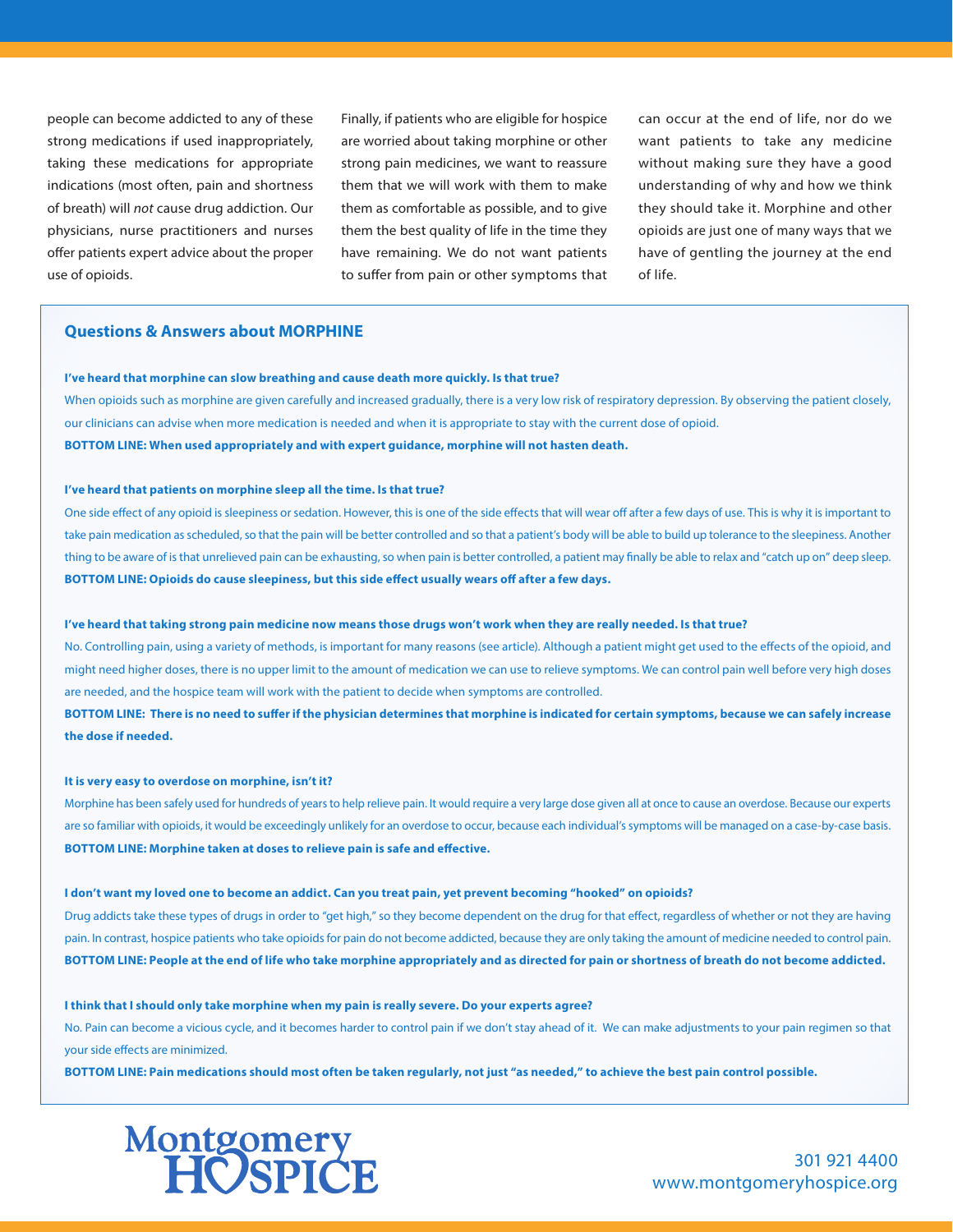people can become addicted to any of these strong medications if used inappropriately, taking these medications for appropriate indications (most often, pain and shortness of breath) will *not* cause drug addiction. Our physicians, nurse practitioners and nurses offer patients expert advice about the proper use of opioids.

Finally, if patients who are eligible for hospice are worried about taking morphine or other strong pain medicines, we want to reassure them that we will work with them to make them as comfortable as possible, and to give them the best quality of life in the time they have remaining. We do not want patients to suffer from pain or other symptoms that can occur at the end of life, nor do we want patients to take any medicine without making sure they have a good understanding of why and how we think they should take it. Morphine and other opioids are just one of many ways that we have of gentling the journey at the end of life.

## Questions & Answers about MORPHINE

**I've heard that morphine can slow breathing and cause death more quickly. Is that true?**

When opioids such as morphine are given carefully and increased gradually, there is a very low risk of respiratory depression. By observing the patient closely, our clinicians can advise when more medication is needed and when it is appropriate to stay with the current dose of opioid.

**BOTTOM LINE: When used appropriately and with expert guidance, morphine will not hasten death.**

**I've heard that patients on morphine sleep all the time. Is that true?**

One side effect of any opioid is sleepiness or sedation. However, this is one of the side effects that will wear off after a few days of use. This is why it is important to take pain medication as scheduled, so that the pain will be better controlled and so that a patient's body will be able to build up tolerance to the sleepiness. Another thing to be aware of is that unrelieved pain can be exhausting, so when pain is better controlled, a patient may finally be able to relax and "catch up on" deep sleep.

**BOTTOM LINE: Opioids do cause sleepiness, but this side effect usually wears off after a few days.**

**I've heard that taking strong pain medicine now means those drugs won't work when they are really needed. Is that true?**

No. Controlling pain, using a variety of methods, is important for many reasons (see article). Although a patient might get used to the effects of the opioid, and might need higher doses, there is no upper limit to the amount of medication we can use to relieve symptoms. We can control pain well before very high doses are needed, and the hospice team will work with the patient to decide when symptoms are controlled.

**BOTTOM LINE: There is no need to suffer if the physician determines that morphine is indicated for certain symptoms, because we can safely increase the dose if needed.**

**It is very easy to overdose on morphine, isn't it?**

Morphine has been safely used for hundreds of years to help relieve pain. It would require a very large dose given all at once to cause an overdose. Because our experts are so familiar with opioids, it would be exceedingly unlikely for an overdose to occur, because each individual's symptoms will be managed on a case-by-case basis.

**BOTTOM LINE: Morphine taken at doses to relieve pain is safe and effective.**

**I don't want my loved one to become an addict. Can you treat pain, yet prevent becoming "hooked" on opioids?**

Drug addicts take these types of drugs in order to "get high," so they become dependent on the drug for that effect, regardless of whether or not they are having pain. In contrast, hospice patients who take opioids for pain do not become addicted, because they are only taking the amount of medicine needed to control pain.

**BOTTOM LINE: People at the end of life who take morphine appropriately and as directed for pain or shortness of breath do not become addicted.**

**I think that I should only take morphine when my pain is really severe. Do your experts agree?**

No. Pain can become a vicious cycle, and it becomes harder to control pain if we don't stay ahead of it. We can make adjustments to your pain regimen so that your side effects are minimized.

**BOTTOM LINE: Pain medications should most often be taken regularly, not just "as needed," to achieve the best pain control possible.**

Montgomery HOSPICE

301 921 4400
www.montgomeryhospice.org